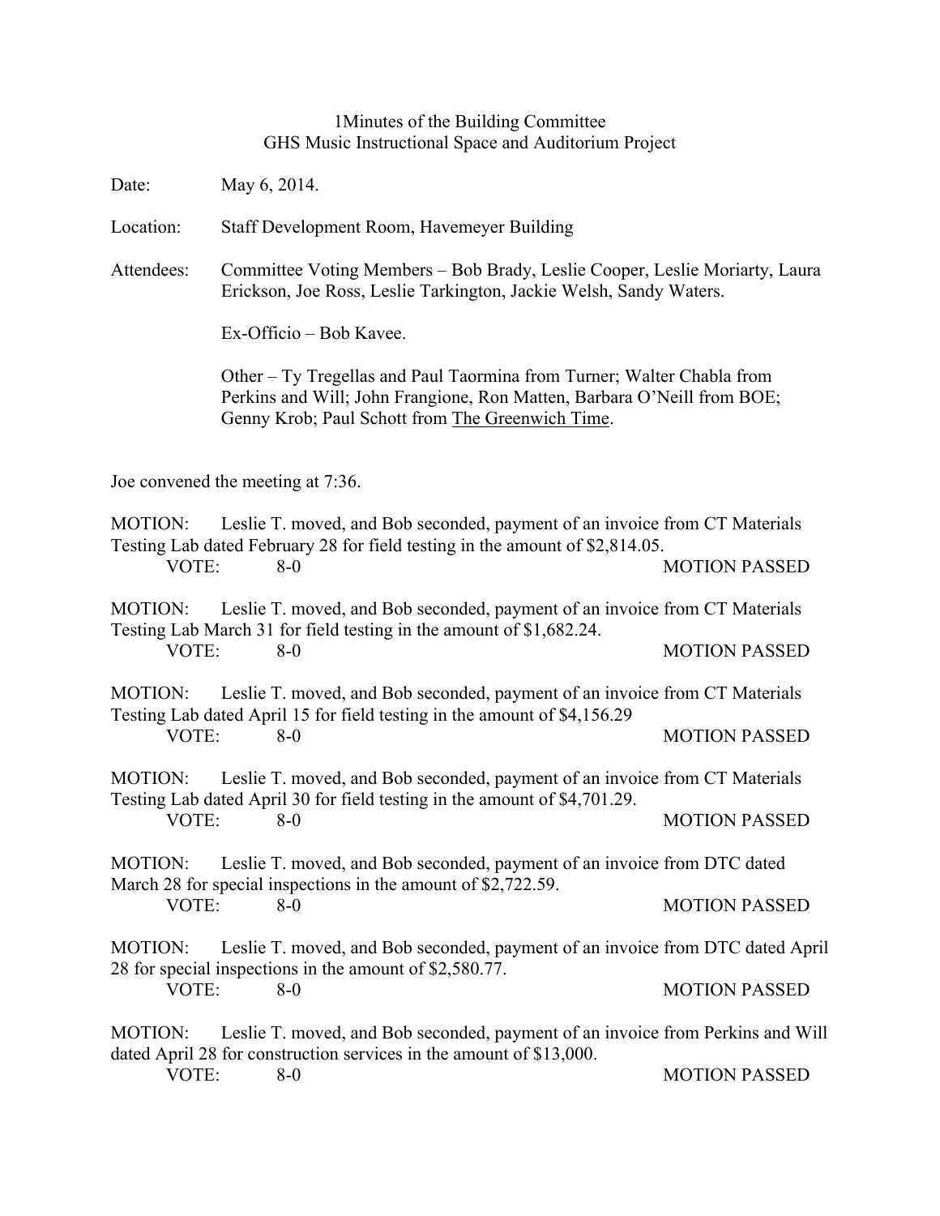# 1Minutes of the Building Committee
## GHS Music Instructional Space and Auditorium Project

Date: May 6, 2014.

Location: Staff Development Room, Havemeyer Building

Attendees: Committee Voting Members – Bob Brady, Leslie Cooper, Leslie Moriarty, Laura Erickson, Joe Ross, Leslie Tarkington, Jackie Welsh, Sandy Waters.

Ex-Officio – Bob Kavee.

Other – Ty Tregellas and Paul Taormina from Turner; Walter Chabla from Perkins and Will; John Frangione, Ron Matten, Barbara O'Neill from BOE; Genny Krob; Paul Schott from The Greenwich Time.

Joe convened the meeting at 7:36.

MOTION: Leslie T. moved, and Bob seconded, payment of an invoice from CT Materials Testing Lab dated February 28 for field testing in the amount of $2,814.05.
VOTE: 8-0 MOTION PASSED

MOTION: Leslie T. moved, and Bob seconded, payment of an invoice from CT Materials Testing Lab March 31 for field testing in the amount of $1,682.24.
VOTE: 8-0 MOTION PASSED

MOTION: Leslie T. moved, and Bob seconded, payment of an invoice from CT Materials Testing Lab dated April 15 for field testing in the amount of $4,156.29
VOTE: 8-0 MOTION PASSED

MOTION: Leslie T. moved, and Bob seconded, payment of an invoice from CT Materials Testing Lab dated April 30 for field testing in the amount of $4,701.29.
VOTE: 8-0 MOTION PASSED

MOTION: Leslie T. moved, and Bob seconded, payment of an invoice from DTC dated March 28 for special inspections in the amount of $2,722.59.
VOTE: 8-0 MOTION PASSED

MOTION: Leslie T. moved, and Bob seconded, payment of an invoice from DTC dated April 28 for special inspections in the amount of $2,580.77.
VOTE: 8-0 MOTION PASSED

MOTION: Leslie T. moved, and Bob seconded, payment of an invoice from Perkins and Will dated April 28 for construction services in the amount of $13,000.
VOTE: 8-0 MOTION PASSED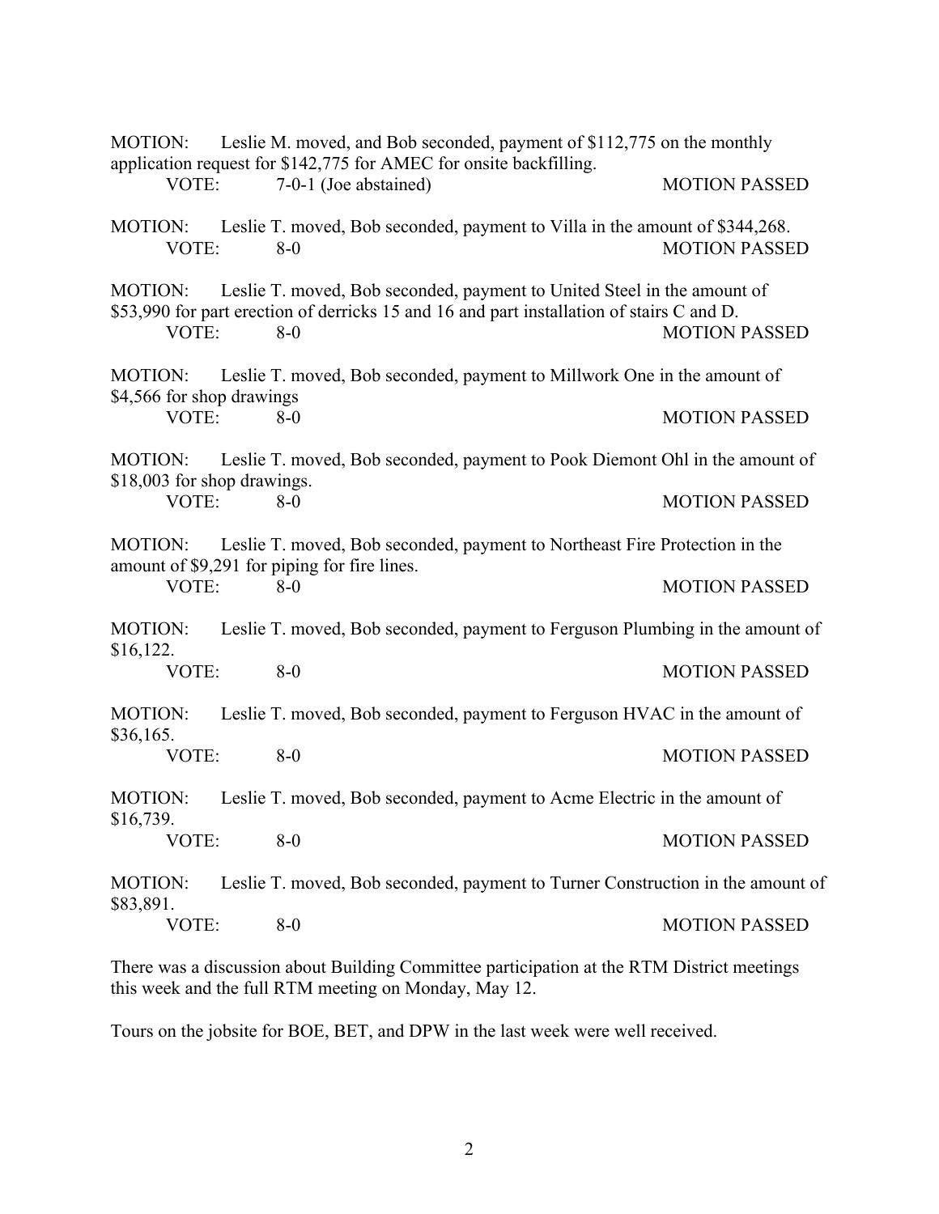MOTION: Leslie M. moved, and Bob seconded, payment of $112,775 on the monthly application request for $142,775 for AMEC for onsite backfilling.
VOTE: 7-0-1 (Joe abstained) MOTION PASSED

MOTION: Leslie T. moved, Bob seconded, payment to Villa in the amount of $344,268.
VOTE: 8-0 MOTION PASSED

MOTION: Leslie T. moved, Bob seconded, payment to United Steel in the amount of $53,990 for part erection of derricks 15 and 16 and part installation of stairs C and D.
VOTE: 8-0 MOTION PASSED

MOTION: Leslie T. moved, Bob seconded, payment to Millwork One in the amount of $4,566 for shop drawings
VOTE: 8-0 MOTION PASSED

MOTION: Leslie T. moved, Bob seconded, payment to Pook Diemont Ohl in the amount of $18,003 for shop drawings.
VOTE: 8-0 MOTION PASSED

MOTION: Leslie T. moved, Bob seconded, payment to Northeast Fire Protection in the amount of $9,291 for piping for fire lines.
VOTE: 8-0 MOTION PASSED

MOTION: Leslie T. moved, Bob seconded, payment to Ferguson Plumbing in the amount of $16,122.
VOTE: 8-0 MOTION PASSED

MOTION: Leslie T. moved, Bob seconded, payment to Ferguson HVAC in the amount of $36,165.
VOTE: 8-0 MOTION PASSED

MOTION: Leslie T. moved, Bob seconded, payment to Acme Electric in the amount of $16,739.
VOTE: 8-0 MOTION PASSED

MOTION: Leslie T. moved, Bob seconded, payment to Turner Construction in the amount of $83,891.
VOTE: 8-0 MOTION PASSED

There was a discussion about Building Committee participation at the RTM District meetings this week and the full RTM meeting on Monday, May 12.

Tours on the jobsite for BOE, BET, and DPW in the last week were well received.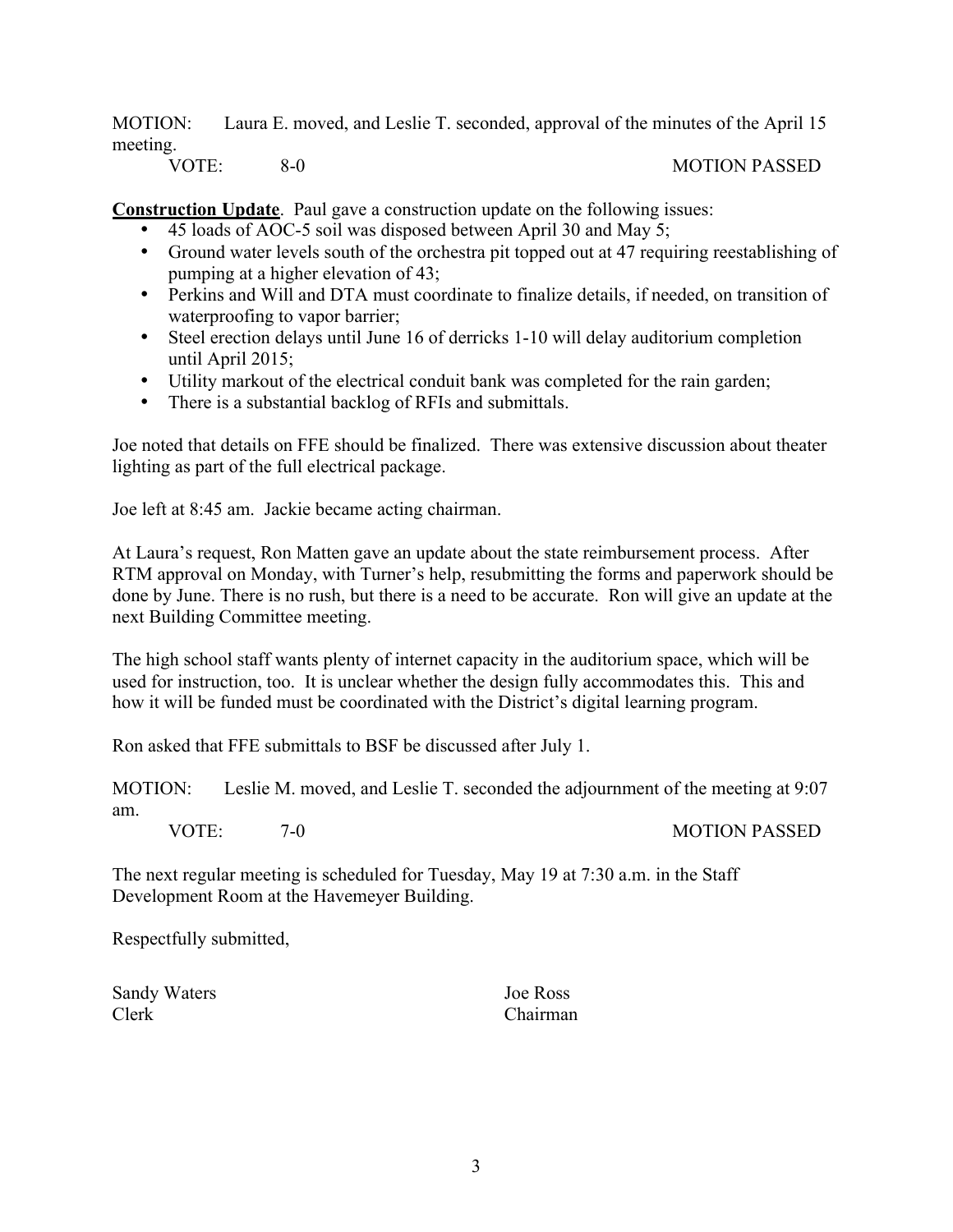MOTION: Laura E. moved, and Leslie T. seconded, approval of the minutes of the April 15 meeting.

VOTE: 8-0 MOTION PASSED

**Construction Update**. Paul gave a construction update on the following issues:

- 45 loads of AOC-5 soil was disposed between April 30 and May 5;
- Ground water levels south of the orchestra pit topped out at 47 requiring reestablishing of pumping at a higher elevation of 43;
- Perkins and Will and DTA must coordinate to finalize details, if needed, on transition of waterproofing to vapor barrier;
- Steel erection delays until June 16 of derricks 1-10 will delay auditorium completion until April 2015;
- Utility markout of the electrical conduit bank was completed for the rain garden;
- There is a substantial backlog of RFIs and submittals.

Joe noted that details on FFE should be finalized. There was extensive discussion about theater lighting as part of the full electrical package.

Joe left at 8:45 am. Jackie became acting chairman.

At Laura's request, Ron Matten gave an update about the state reimbursement process. After RTM approval on Monday, with Turner's help, resubmitting the forms and paperwork should be done by June. There is no rush, but there is a need to be accurate. Ron will give an update at the next Building Committee meeting.

The high school staff wants plenty of internet capacity in the auditorium space, which will be used for instruction, too. It is unclear whether the design fully accommodates this. This and how it will be funded must be coordinated with the District's digital learning program.

Ron asked that FFE submittals to BSF be discussed after July 1.

MOTION: Leslie M. moved, and Leslie T. seconded the adjournment of the meeting at 9:07 am.

VOTE: 7-0 MOTION PASSED

The next regular meeting is scheduled for Tuesday, May 19 at 7:30 a.m. in the Staff Development Room at the Havemeyer Building.

Respectfully submitted,

Sandy Waters
Clerk

Joe Ross
Chairman